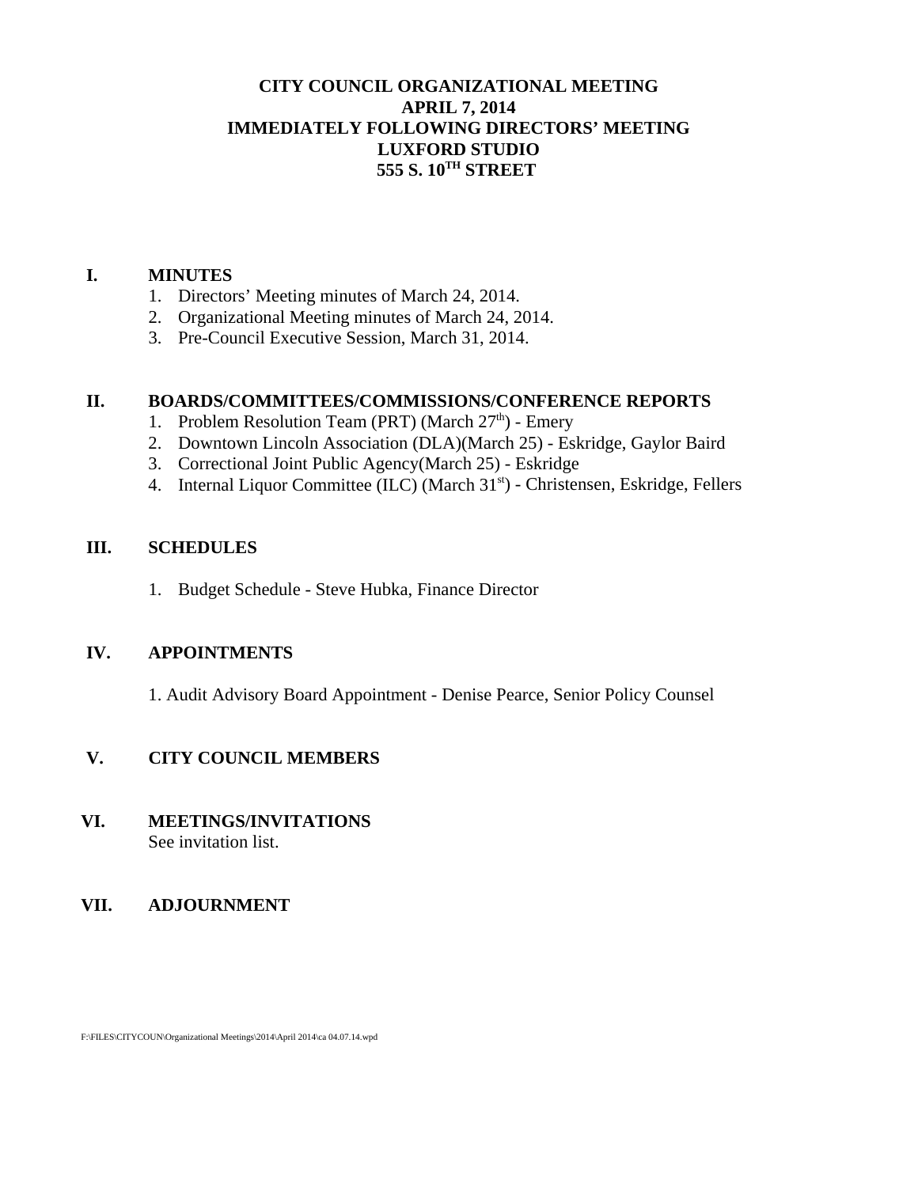# CITY COUNCIL ORGANIZATIONAL MEETING
## APRIL 7, 2014
## IMMEDIATELY FOLLOWING DIRECTORS' MEETING
## LUXFORD STUDIO
## 555 S. 10TH STREET

**I. MINUTES**

1. Directors' Meeting minutes of March 24, 2014.
2. Organizational Meeting minutes of March 24, 2014.
3. Pre-Council Executive Session, March 31, 2014.

**II. BOARDS/COMMITTEES/COMMISSIONS/CONFERENCE REPORTS**

1. Problem Resolution Team (PRT) (March 27th) - Emery
2. Downtown Lincoln Association (DLA)(March 25) - Eskridge, Gaylor Baird
3. Correctional Joint Public Agency(March 25) - Eskridge
4. Internal Liquor Committee (ILC) (March 31st) - Christensen, Eskridge, Fellers

**III. SCHEDULES**

1. Budget Schedule - Steve Hubka, Finance Director

**IV. APPOINTMENTS**

1. Audit Advisory Board Appointment - Denise Pearce, Senior Policy Counsel

**V. CITY COUNCIL MEMBERS**

**VI. MEETINGS/INVITATIONS**

See invitation list.

**VII. ADJOURNMENT**

F:\FILES\CITYCOUN\Organizational Meetings\2014\April 2014\ca 04.07.14.wpd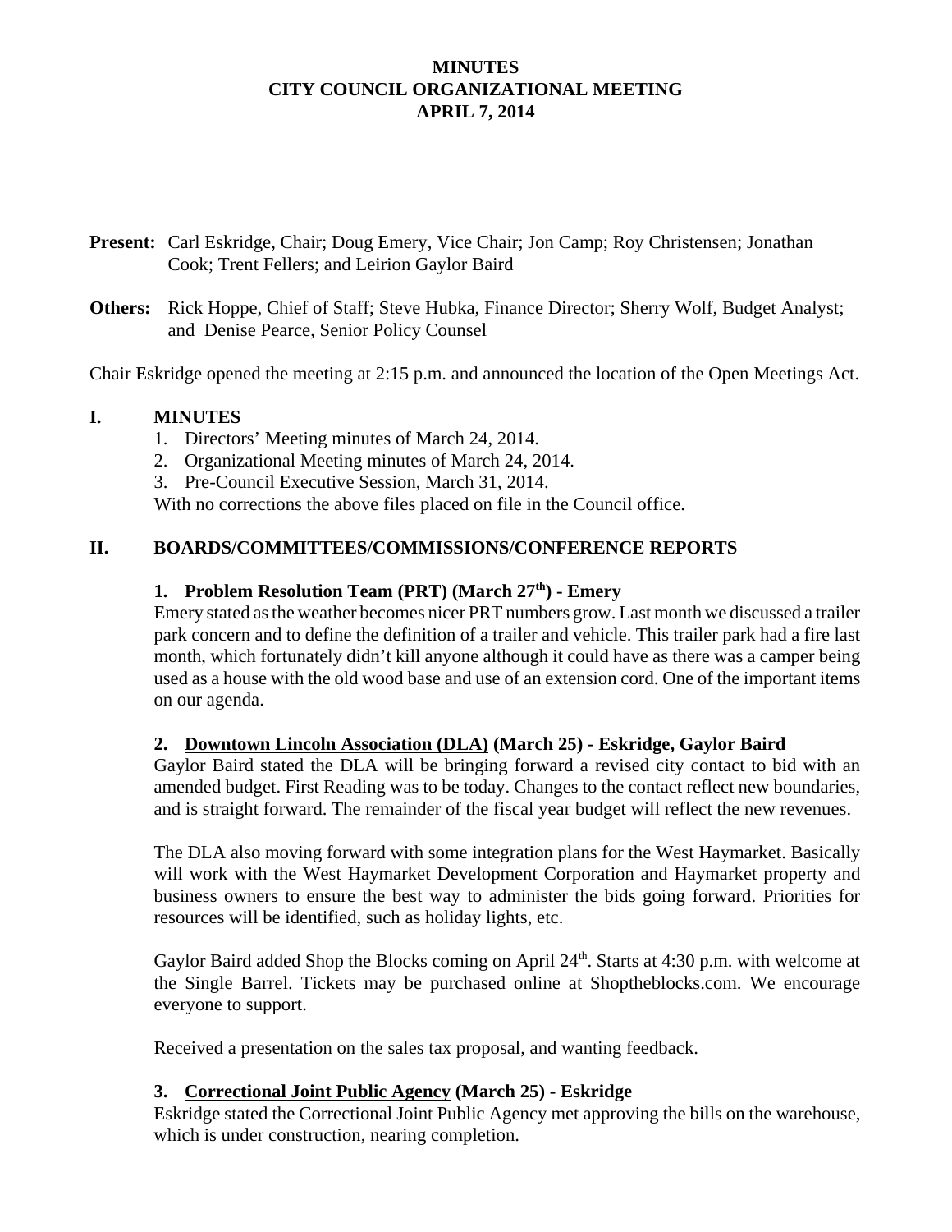# MINUTES
# CITY COUNCIL ORGANIZATIONAL MEETING
# APRIL 7, 2014

**Present:** Carl Eskridge, Chair; Doug Emery, Vice Chair; Jon Camp; Roy Christensen; Jonathan Cook; Trent Fellers; and Leirion Gaylor Baird

**Others:** Rick Hoppe, Chief of Staff; Steve Hubka, Finance Director; Sherry Wolf, Budget Analyst; and Denise Pearce, Senior Policy Counsel

Chair Eskridge opened the meeting at 2:15 p.m. and announced the location of the Open Meetings Act.

## I. MINUTES

1. Directors' Meeting minutes of March 24, 2014.
2. Organizational Meeting minutes of March 24, 2014.
3. Pre-Council Executive Session, March 31, 2014.

With no corrections the above files placed on file in the Council office.

## II. BOARDS/COMMITTEES/COMMISSIONS/CONFERENCE REPORTS

### 1. Problem Resolution Team (PRT) (March 27th) - Emery

Emery stated as the weather becomes nicer PRT numbers grow. Last month we discussed a trailer park concern and to define the definition of a trailer and vehicle. This trailer park had a fire last month, which fortunately didn't kill anyone although it could have as there was a camper being used as a house with the old wood base and use of an extension cord. One of the important items on our agenda.

### 2. Downtown Lincoln Association (DLA) (March 25) - Eskridge, Gaylor Baird

Gaylor Baird stated the DLA will be bringing forward a revised city contact to bid with an amended budget. First Reading was to be today. Changes to the contact reflect new boundaries, and is straight forward. The remainder of the fiscal year budget will reflect the new revenues.

The DLA also moving forward with some integration plans for the West Haymarket. Basically will work with the West Haymarket Development Corporation and Haymarket property and business owners to ensure the best way to administer the bids going forward. Priorities for resources will be identified, such as holiday lights, etc.

Gaylor Baird added Shop the Blocks coming on April 24th. Starts at 4:30 p.m. with welcome at the Single Barrel. Tickets may be purchased online at Shoptheblocks.com. We encourage everyone to support.

Received a presentation on the sales tax proposal, and wanting feedback.

### 3. Correctional Joint Public Agency (March 25) - Eskridge

Eskridge stated the Correctional Joint Public Agency met approving the bills on the warehouse, which is under construction, nearing completion.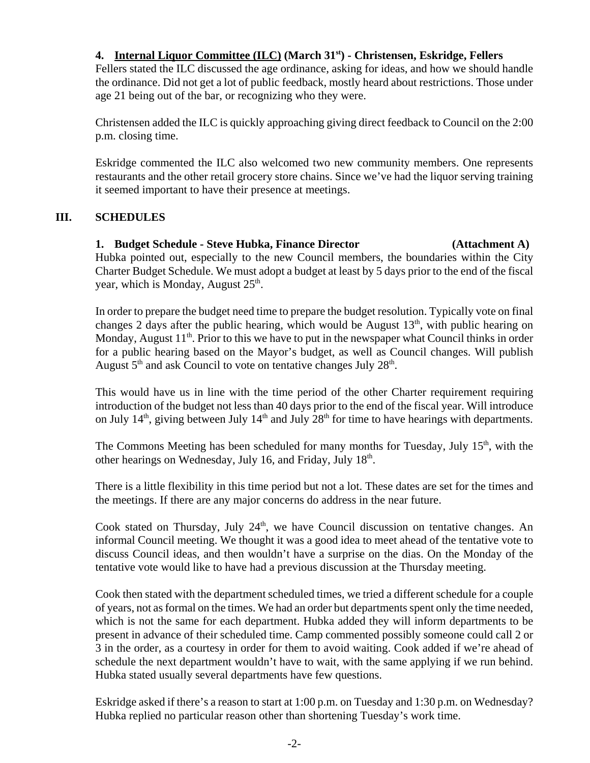**4. <u>Internal Liquor Committee (ILC)</u> (March 31st) - Christensen, Eskridge, Fellers**

Fellers stated the ILC discussed the age ordinance, asking for ideas, and how we should handle the ordinance. Did not get a lot of public feedback, mostly heard about restrictions. Those under age 21 being out of the bar, or recognizing who they were.

Christensen added the ILC is quickly approaching giving direct feedback to Council on the 2:00 p.m. closing time.

Eskridge commented the ILC also welcomed two new community members. One represents restaurants and the other retail grocery store chains. Since we've had the liquor serving training it seemed important to have their presence at meetings.

## III. SCHEDULES

**1. Budget Schedule - Steve Hubka, Finance Director (Attachment A)**

Hubka pointed out, especially to the new Council members, the boundaries within the City Charter Budget Schedule. We must adopt a budget at least by 5 days prior to the end of the fiscal year, which is Monday, August 25th.

In order to prepare the budget need time to prepare the budget resolution. Typically vote on final changes 2 days after the public hearing, which would be August 13th, with public hearing on Monday, August 11th. Prior to this we have to put in the newspaper what Council thinks in order for a public hearing based on the Mayor's budget, as well as Council changes. Will publish August 5th and ask Council to vote on tentative changes July 28th.

This would have us in line with the time period of the other Charter requirement requiring introduction of the budget not less than 40 days prior to the end of the fiscal year. Will introduce on July 14th, giving between July 14th and July 28th for time to have hearings with departments.

The Commons Meeting has been scheduled for many months for Tuesday, July 15th, with the other hearings on Wednesday, July 16, and Friday, July 18th.

There is a little flexibility in this time period but not a lot. These dates are set for the times and the meetings. If there are any major concerns do address in the near future.

Cook stated on Thursday, July 24th, we have Council discussion on tentative changes. An informal Council meeting. We thought it was a good idea to meet ahead of the tentative vote to discuss Council ideas, and then wouldn't have a surprise on the dias. On the Monday of the tentative vote would like to have had a previous discussion at the Thursday meeting.

Cook then stated with the department scheduled times, we tried a different schedule for a couple of years, not as formal on the times. We had an order but departments spent only the time needed, which is not the same for each department. Hubka added they will inform departments to be present in advance of their scheduled time. Camp commented possibly someone could call 2 or 3 in the order, as a courtesy in order for them to avoid waiting. Cook added if we're ahead of schedule the next department wouldn't have to wait, with the same applying if we run behind. Hubka stated usually several departments have few questions.

Eskridge asked if there's a reason to start at 1:00 p.m. on Tuesday and 1:30 p.m. on Wednesday? Hubka replied no particular reason other than shortening Tuesday's work time.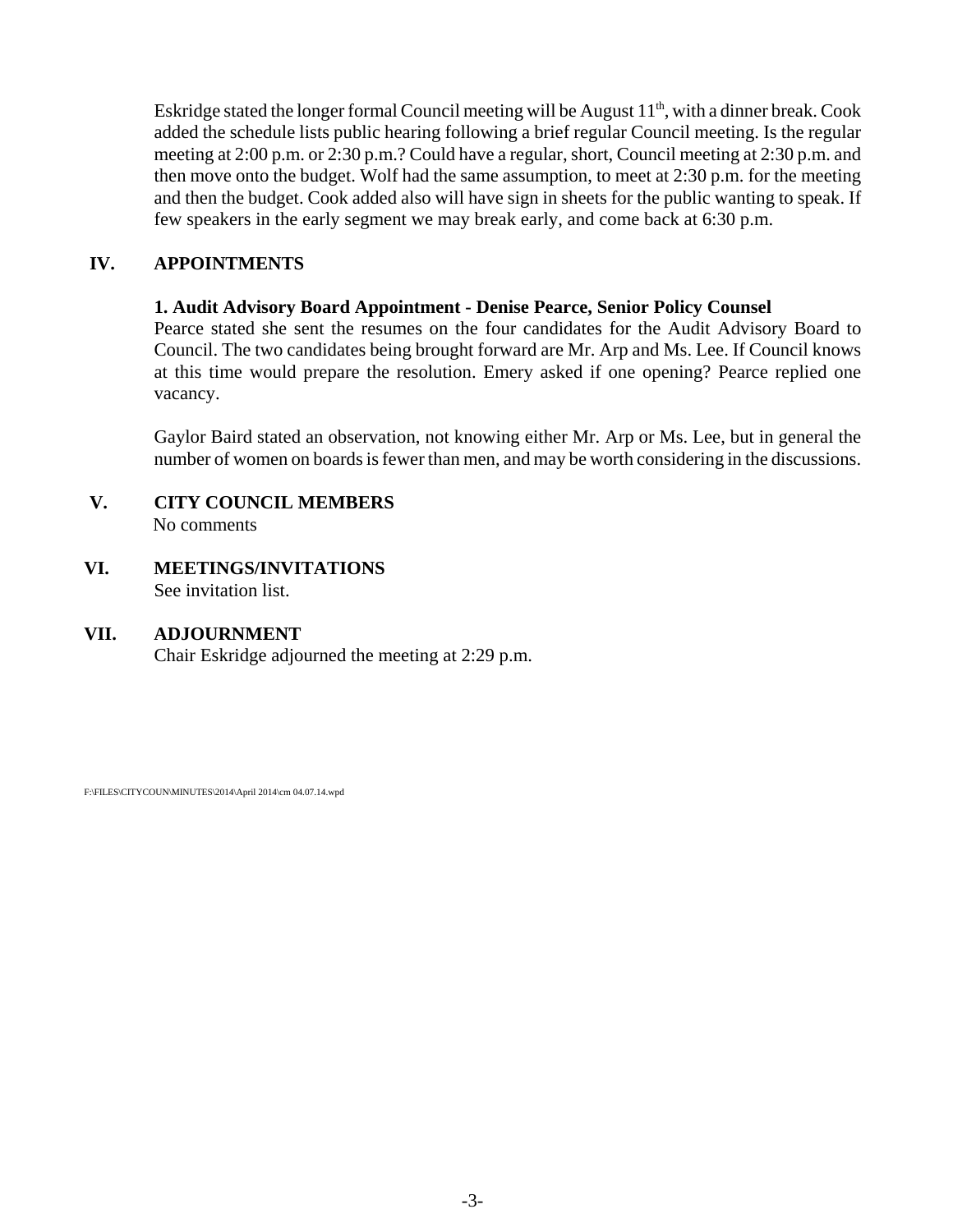Eskridge stated the longer formal Council meeting will be August 11th, with a dinner break. Cook added the schedule lists public hearing following a brief regular Council meeting. Is the regular meeting at 2:00 p.m. or 2:30 p.m.? Could have a regular, short, Council meeting at 2:30 p.m. and then move onto the budget. Wolf had the same assumption, to meet at 2:30 p.m. for the meeting and then the budget. Cook added also will have sign in sheets for the public wanting to speak. If few speakers in the early segment we may break early, and come back at 6:30 p.m.

## IV. APPOINTMENTS

**1. Audit Advisory Board Appointment - Denise Pearce, Senior Policy Counsel**

Pearce stated she sent the resumes on the four candidates for the Audit Advisory Board to Council. The two candidates being brought forward are Mr. Arp and Ms. Lee. If Council knows at this time would prepare the resolution. Emery asked if one opening? Pearce replied one vacancy.

Gaylor Baird stated an observation, not knowing either Mr. Arp or Ms. Lee, but in general the number of women on boards is fewer than men, and may be worth considering in the discussions.

## V. CITY COUNCIL MEMBERS

No comments

## VI. MEETINGS/INVITATIONS

See invitation list.

## VII. ADJOURNMENT

Chair Eskridge adjourned the meeting at 2:29 p.m.

F:\FILES\CITYCOUN\MINUTES\2014\April 2014\cm 04.07.14.wpd